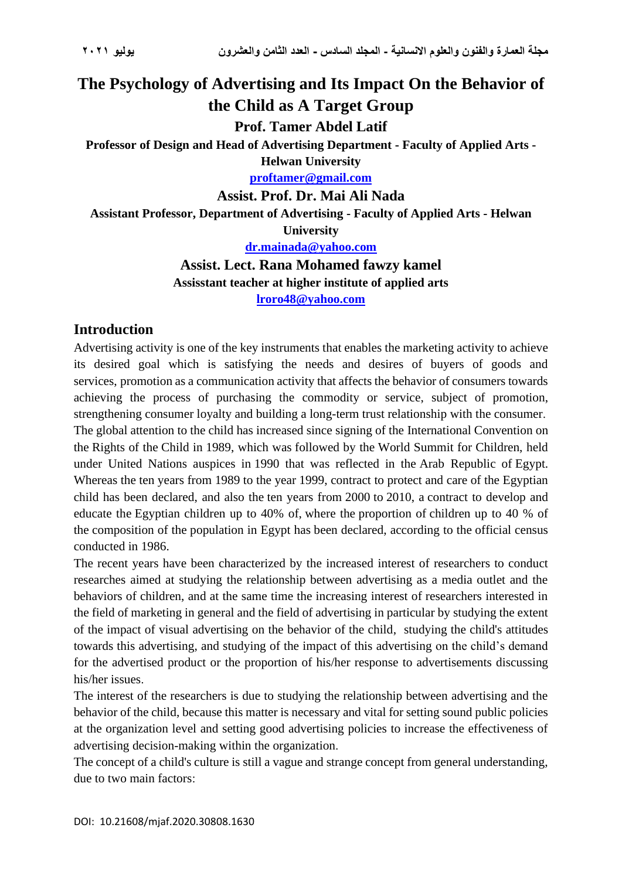# The Psychology of Advertising and Its Impact On the Behavior of the Child as A Target Group

**Prof. Tamer Abdel Latif**

**Professor of Design and Head of Advertising Department - Faculty of Applied Arts - Helwan University**

**proftamer@gmail.com**

**Assist. Prof. Dr. Mai Ali Nada**

**Assistant Professor, Department of Advertising - Faculty of Applied Arts - Helwan University**

**dr.mainada@yahoo.com**

**Assist. Lect. Rana Mohamed fawzy kamel**

**Assisstant teacher at higher institute of applied arts**

**lroro48@yahoo.com**

## Introduction

Advertising activity is one of the key instruments that enables the marketing activity to achieve its desired goal which is satisfying the needs and desires of buyers of goods and services, promotion as a communication activity that affects the behavior of consumers towards achieving the process of purchasing the commodity or service, subject of promotion, strengthening consumer loyalty and building a long-term trust relationship with the consumer.

The global attention to the child has increased since signing of the International Convention on the Rights of the Child in 1989, which was followed by the World Summit for Children, held under United Nations auspices in 1990 that was reflected in the Arab Republic of Egypt. Whereas the ten years from 1989 to the year 1999, contract to protect and care of the Egyptian child has been declared, and also the ten years from 2000 to 2010, a contract to develop and educate the Egyptian children up to 40% of, where the proportion of children up to 40 % of the composition of the population in Egypt has been declared, according to the official census conducted in 1986.

The recent years have been characterized by the increased interest of researchers to conduct researches aimed at studying the relationship between advertising as a media outlet and the behaviors of children, and at the same time the increasing interest of researchers interested in the field of marketing in general and the field of advertising in particular by studying the extent of the impact of visual advertising on the behavior of the child, studying the child's attitudes towards this advertising, and studying of the impact of this advertising on the child's demand for the advertised product or the proportion of his/her response to advertisements discussing his/her issues.

The interest of the researchers is due to studying the relationship between advertising and the behavior of the child, because this matter is necessary and vital for setting sound public policies at the organization level and setting good advertising policies to increase the effectiveness of advertising decision-making within the organization.

The concept of a child's culture is still a vague and strange concept from general understanding, due to two main factors:

DOI: 10.21608/mjaf.2020.30808.1630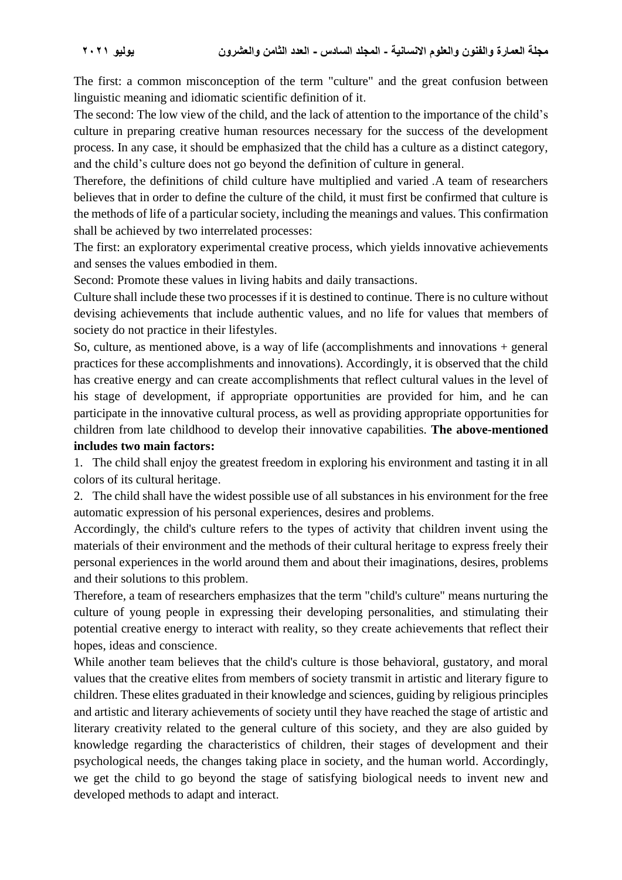The first: a common misconception of the term "culture" and the great confusion between linguistic meaning and idiomatic scientific definition of it.

The second: The low view of the child, and the lack of attention to the importance of the child's culture in preparing creative human resources necessary for the success of the development process. In any case, it should be emphasized that the child has a culture as a distinct category, and the child's culture does not go beyond the definition of culture in general.

Therefore, the definitions of child culture have multiplied and varied .A team of researchers believes that in order to define the culture of the child, it must first be confirmed that culture is the methods of life of a particular society, including the meanings and values. This confirmation shall be achieved by two interrelated processes:

The first: an exploratory experimental creative process, which yields innovative achievements and senses the values embodied in them.

Second: Promote these values in living habits and daily transactions.

Culture shall include these two processes if it is destined to continue. There is no culture without devising achievements that include authentic values, and no life for values that members of society do not practice in their lifestyles.

So, culture, as mentioned above, is a way of life (accomplishments and innovations + general practices for these accomplishments and innovations). Accordingly, it is observed that the child has creative energy and can create accomplishments that reflect cultural values in the level of his stage of development, if appropriate opportunities are provided for him, and he can participate in the innovative cultural process, as well as providing appropriate opportunities for children from late childhood to develop their innovative capabilities. **The above-mentioned includes two main factors:**

1. The child shall enjoy the greatest freedom in exploring his environment and tasting it in all colors of its cultural heritage.
2. The child shall have the widest possible use of all substances in his environment for the free automatic expression of his personal experiences, desires and problems.

Accordingly, the child's culture refers to the types of activity that children invent using the materials of their environment and the methods of their cultural heritage to express freely their personal experiences in the world around them and about their imaginations, desires, problems and their solutions to this problem.

Therefore, a team of researchers emphasizes that the term "child's culture" means nurturing the culture of young people in expressing their developing personalities, and stimulating their potential creative energy to interact with reality, so they create achievements that reflect their hopes, ideas and conscience.

While another team believes that the child's culture is those behavioral, gustatory, and moral values that the creative elites from members of society transmit in artistic and literary figure to children. These elites graduated in their knowledge and sciences, guiding by religious principles and artistic and literary achievements of society until they have reached the stage of artistic and literary creativity related to the general culture of this society, and they are also guided by knowledge regarding the characteristics of children, their stages of development and their psychological needs, the changes taking place in society, and the human world. Accordingly, we get the child to go beyond the stage of satisfying biological needs to invent new and developed methods to adapt and interact.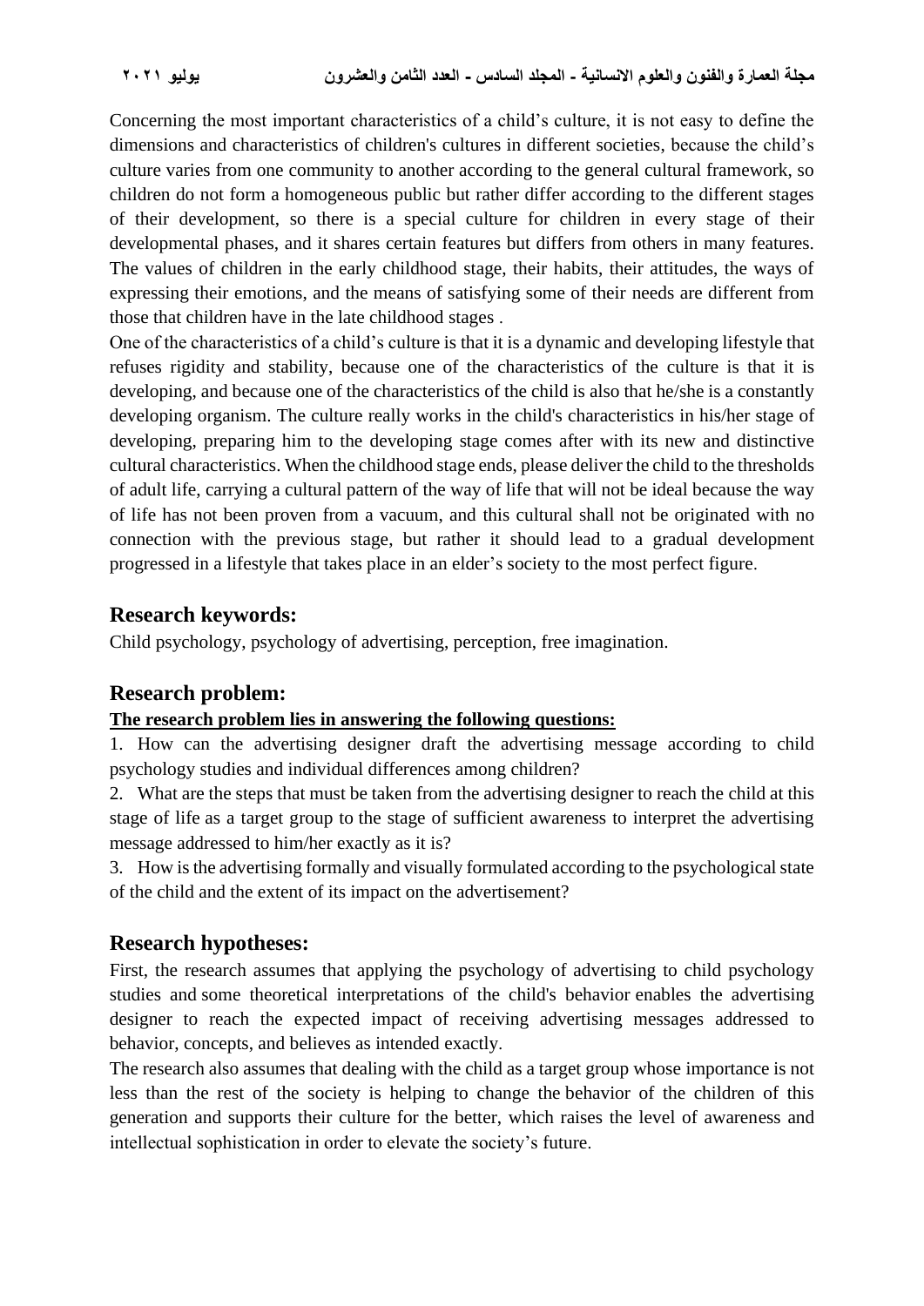Concerning the most important characteristics of a child's culture, it is not easy to define the dimensions and characteristics of children's cultures in different societies, because the child's culture varies from one community to another according to the general cultural framework, so children do not form a homogeneous public but rather differ according to the different stages of their development, so there is a special culture for children in every stage of their developmental phases, and it shares certain features but differs from others in many features. The values of children in the early childhood stage, their habits, their attitudes, the ways of expressing their emotions, and the means of satisfying some of their needs are different from those that children have in the late childhood stages .

One of the characteristics of a child's culture is that it is a dynamic and developing lifestyle that refuses rigidity and stability, because one of the characteristics of the culture is that it is developing, and because one of the characteristics of the child is also that he/she is a constantly developing organism. The culture really works in the child's characteristics in his/her stage of developing, preparing him to the developing stage comes after with its new and distinctive cultural characteristics. When the childhood stage ends, please deliver the child to the thresholds of adult life, carrying a cultural pattern of the way of life that will not be ideal because the way of life has not been proven from a vacuum, and this cultural shall not be originated with no connection with the previous stage, but rather it should lead to a gradual development progressed in a lifestyle that takes place in an elder's society to the most perfect figure.

## Research keywords:

Child psychology, psychology of advertising, perception, free imagination.

## Research problem:

**The research problem lies in answering the following questions:**

1. How can the advertising designer draft the advertising message according to child psychology studies and individual differences among children?
2. What are the steps that must be taken from the advertising designer to reach the child at this stage of life as a target group to the stage of sufficient awareness to interpret the advertising message addressed to him/her exactly as it is?
3. How is the advertising formally and visually formulated according to the psychological state of the child and the extent of its impact on the advertisement?

## Research hypotheses:

First, the research assumes that applying the psychology of advertising to child psychology studies and some theoretical interpretations of the child's behavior enables the advertising designer to reach the expected impact of receiving advertising messages addressed to behavior, concepts, and believes as intended exactly.

The research also assumes that dealing with the child as a target group whose importance is not less than the rest of the society is helping to change the behavior of the children of this generation and supports their culture for the better, which raises the level of awareness and intellectual sophistication in order to elevate the society's future.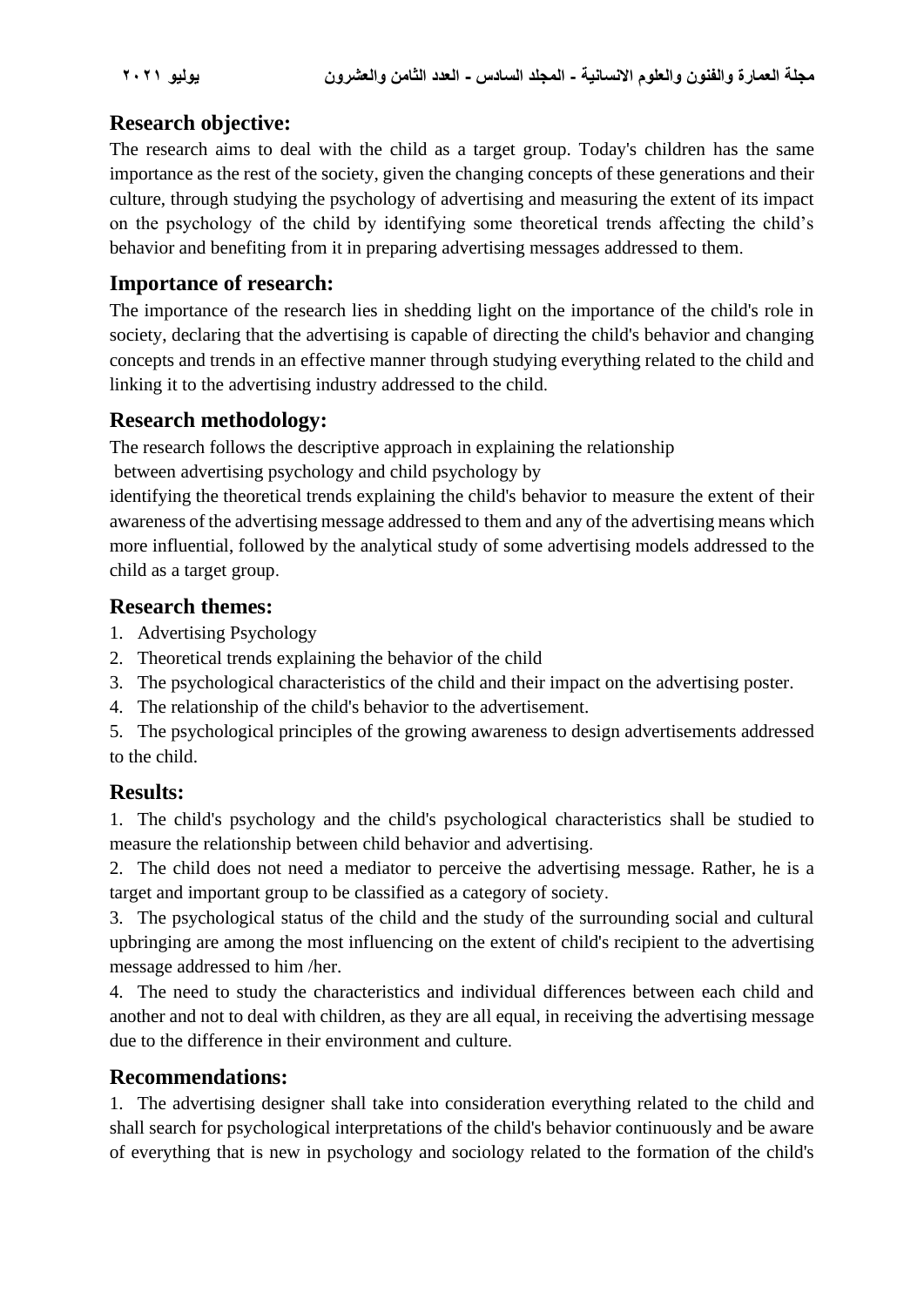## Research objective:

The research aims to deal with the child as a target group. Today's children has the same importance as the rest of the society, given the changing concepts of these generations and their culture, through studying the psychology of advertising and measuring the extent of its impact on the psychology of the child by identifying some theoretical trends affecting the child's behavior and benefiting from it in preparing advertising messages addressed to them.

## Importance of research:

The importance of the research lies in shedding light on the importance of the child's role in society, declaring that the advertising is capable of directing the child's behavior and changing concepts and trends in an effective manner through studying everything related to the child and linking it to the advertising industry addressed to the child.

## Research methodology:

The research follows the descriptive approach in explaining the relationship between advertising psychology and child psychology by identifying the theoretical trends explaining the child's behavior to measure the extent of their awareness of the advertising message addressed to them and any of the advertising means which more influential, followed by the analytical study of some advertising models addressed to the child as a target group.

## Research themes:

1. Advertising Psychology
2. Theoretical trends explaining the behavior of the child
3. The psychological characteristics of the child and their impact on the advertising poster.
4. The relationship of the child's behavior to the advertisement.
5. The psychological principles of the growing awareness to design advertisements addressed to the child.

## Results:

1. The child's psychology and the child's psychological characteristics shall be studied to measure the relationship between child behavior and advertising.
2. The child does not need a mediator to perceive the advertising message. Rather, he is a target and important group to be classified as a category of society.
3. The psychological status of the child and the study of the surrounding social and cultural upbringing are among the most influencing on the extent of child's recipient to the advertising message addressed to him /her.
4. The need to study the characteristics and individual differences between each child and another and not to deal with children, as they are all equal, in receiving the advertising message due to the difference in their environment and culture.

## Recommendations:

1. The advertising designer shall take into consideration everything related to the child and shall search for psychological interpretations of the child's behavior continuously and be aware of everything that is new in psychology and sociology related to the formation of the child's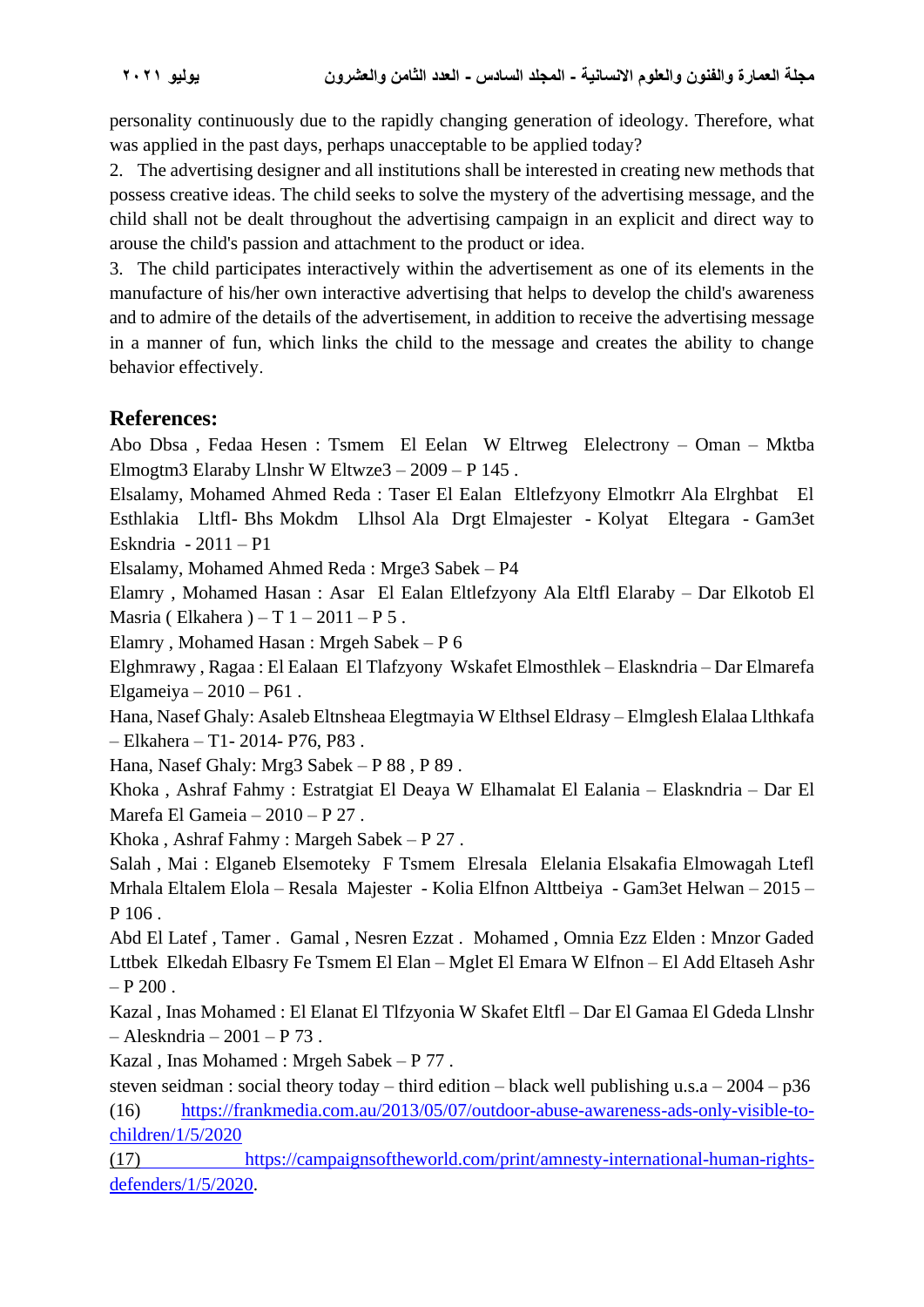personality continuously due to the rapidly changing generation of ideology. Therefore, what was applied in the past days, perhaps unacceptable to be applied today?

2. The advertising designer and all institutions shall be interested in creating new methods that possess creative ideas. The child seeks to solve the mystery of the advertising message, and the child shall not be dealt throughout the advertising campaign in an explicit and direct way to arouse the child's passion and attachment to the product or idea.

3. The child participates interactively within the advertisement as one of its elements in the manufacture of his/her own interactive advertising that helps to develop the child's awareness and to admire of the details of the advertisement, in addition to receive the advertising message in a manner of fun, which links the child to the message and creates the ability to change behavior effectively.

## References:

Abo Dbsa , Fedaa Hesen : Tsmem El Eelan W Eltrweg Elelectrony – Oman – Mktba Elmogtm3 Elaraby Llnshr W Eltwze3 – 2009 – P 145 .

Elsalamy, Mohamed Ahmed Reda : Taser El Ealan Eltlefzyony Elmotkrr Ala Elrghbat El Esthlakia Lltfl- Bhs Mokdm Llhsol Ala Drgt Elmajester - Kolyat Eltegara - Gam3et Eskndria - 2011 – P1

Elsalamy, Mohamed Ahmed Reda : Mrge3 Sabek – P4

Elamry , Mohamed Hasan : Asar El Ealan Eltlefzyony Ala Eltfl Elaraby – Dar Elkotob El Masria ( Elkahera ) – T 1 – 2011 – P 5 .

Elamry , Mohamed Hasan : Mrgeh Sabek – P 6

Elghmrawy , Ragaa : El Ealaan El Tlafzyony Wskafet Elmosthlek – Elaskndria – Dar Elmarefa Elgameiya – 2010 – P61 .

Hana, Nasef Ghaly: Asaleb Eltnsheaa Elegtmayia W Elthsel Eldrasy – Elmglesh Elalaa Llthkafa – Elkahera – T1- 2014- P76, P83 .

Hana, Nasef Ghaly: Mrg3 Sabek – P 88 , P 89 .

Khoka , Ashraf Fahmy : Estratgiat El Deaya W Elhamalat El Ealania – Elaskndria – Dar El Marefa El Gameia – 2010 – P 27 .

Khoka , Ashraf Fahmy : Margeh Sabek – P 27 .

Salah , Mai : Elganeb Elsemoteky F Tsmem Elresala Elelania Elsakafia Elmowagah Ltefl Mrhala Eltalem Elola – Resala Majester - Kolia Elfnon Alttbeiya - Gam3et Helwan – 2015 – P 106 .

Abd El Latef , Tamer . Gamal , Nesren Ezzat . Mohamed , Omnia Ezz Elden : Mnzor Gaded Lttbek Elkedah Elbasry Fe Tsmem El Elan – Mglet El Emara W Elfnon – El Add Eltaseh Ashr – P 200 .

Kazal , Inas Mohamed : El Elanat El Tlfzyonia W Skafet Eltfl – Dar El Gamaa El Gdeda Llnshr – Aleskndria – 2001 – P 73 .

Kazal , Inas Mohamed : Mrgeh Sabek – P 77 .

steven seidman : social theory today – third edition – black well publishing u.s.a – 2004 – p36

(16) https://frankmedia.com.au/2013/05/07/outdoor-abuse-awareness-ads-only-visible-to-children/1/5/2020

(17) https://campaignsoftheworld.com/print/amnesty-international-human-rights-defenders/1/5/2020.